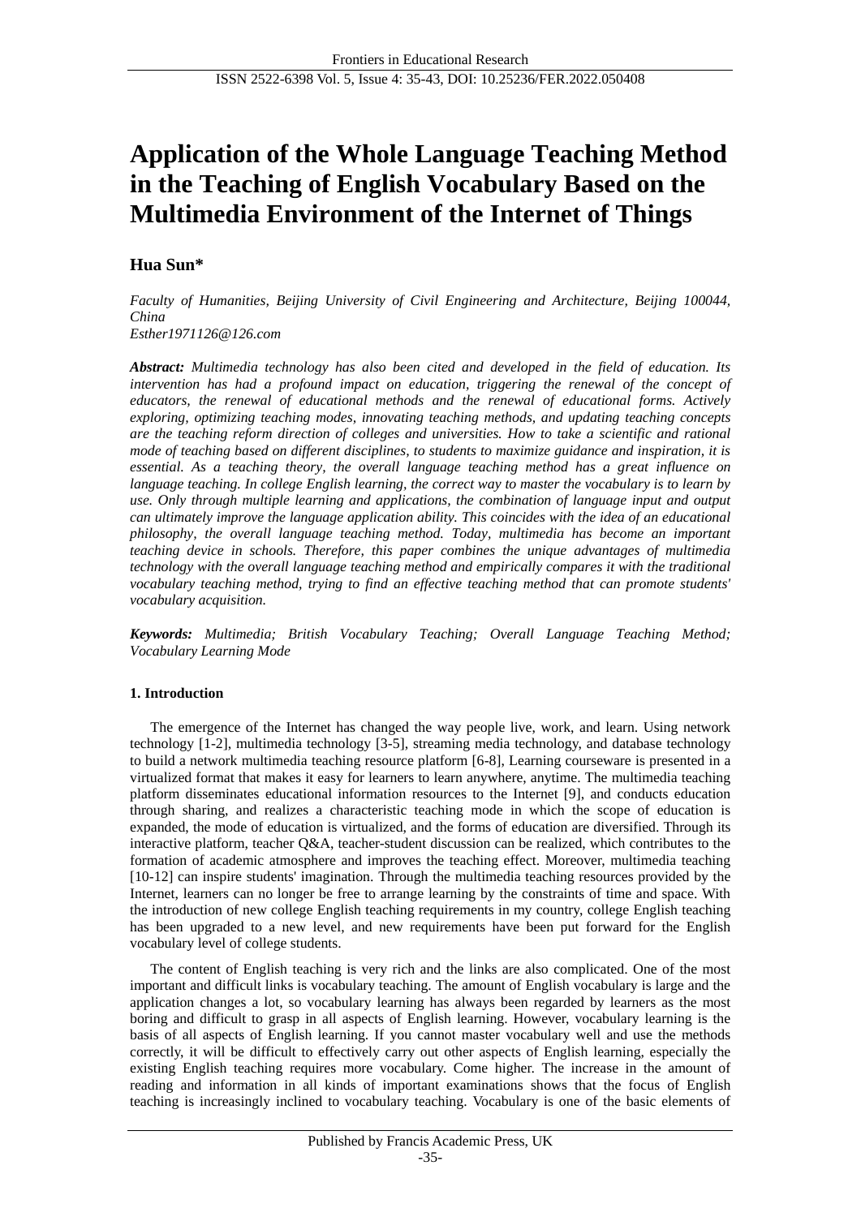# Application of the Whole Language Teaching Method in the Teaching of English Vocabulary Based on the Multimedia Environment of the Internet of Things

**Hua Sun***

*Faculty of Humanities, Beijing University of Civil Engineering and Architecture, Beijing 100044, China*
*Esther1971126@126.com*

***Abstract:*** *Multimedia technology has also been cited and developed in the field of education. Its intervention has had a profound impact on education, triggering the renewal of the concept of educators, the renewal of educational methods and the renewal of educational forms. Actively exploring, optimizing teaching modes, innovating teaching methods, and updating teaching concepts are the teaching reform direction of colleges and universities. How to take a scientific and rational mode of teaching based on different disciplines, to students to maximize guidance and inspiration, it is essential. As a teaching theory, the overall language teaching method has a great influence on language teaching. In college English learning, the correct way to master the vocabulary is to learn by use. Only through multiple learning and applications, the combination of language input and output can ultimately improve the language application ability. This coincides with the idea of an educational philosophy, the overall language teaching method. Today, multimedia has become an important teaching device in schools. Therefore, this paper combines the unique advantages of multimedia technology with the overall language teaching method and empirically compares it with the traditional vocabulary teaching method, trying to find an effective teaching method that can promote students' vocabulary acquisition.*

***Keywords:*** *Multimedia; British Vocabulary Teaching; Overall Language Teaching Method; Vocabulary Learning Mode*

## 1. Introduction

The emergence of the Internet has changed the way people live, work, and learn. Using network technology [1-2], multimedia technology [3-5], streaming media technology, and database technology to build a network multimedia teaching resource platform [6-8], Learning courseware is presented in a virtualized format that makes it easy for learners to learn anywhere, anytime. The multimedia teaching platform disseminates educational information resources to the Internet [9], and conducts education through sharing, and realizes a characteristic teaching mode in which the scope of education is expanded, the mode of education is virtualized, and the forms of education are diversified. Through its interactive platform, teacher Q&A, teacher-student discussion can be realized, which contributes to the formation of academic atmosphere and improves the teaching effect. Moreover, multimedia teaching [10-12] can inspire students' imagination. Through the multimedia teaching resources provided by the Internet, learners can no longer be free to arrange learning by the constraints of time and space. With the introduction of new college English teaching requirements in my country, college English teaching has been upgraded to a new level, and new requirements have been put forward for the English vocabulary level of college students.

The content of English teaching is very rich and the links are also complicated. One of the most important and difficult links is vocabulary teaching. The amount of English vocabulary is large and the application changes a lot, so vocabulary learning has always been regarded by learners as the most boring and difficult to grasp in all aspects of English learning. However, vocabulary learning is the basis of all aspects of English learning. If you cannot master vocabulary well and use the methods correctly, it will be difficult to effectively carry out other aspects of English learning, especially the existing English teaching requires more vocabulary. Come higher. The increase in the amount of reading and information in all kinds of important examinations shows that the focus of English teaching is increasingly inclined to vocabulary teaching. Vocabulary is one of the basic elements of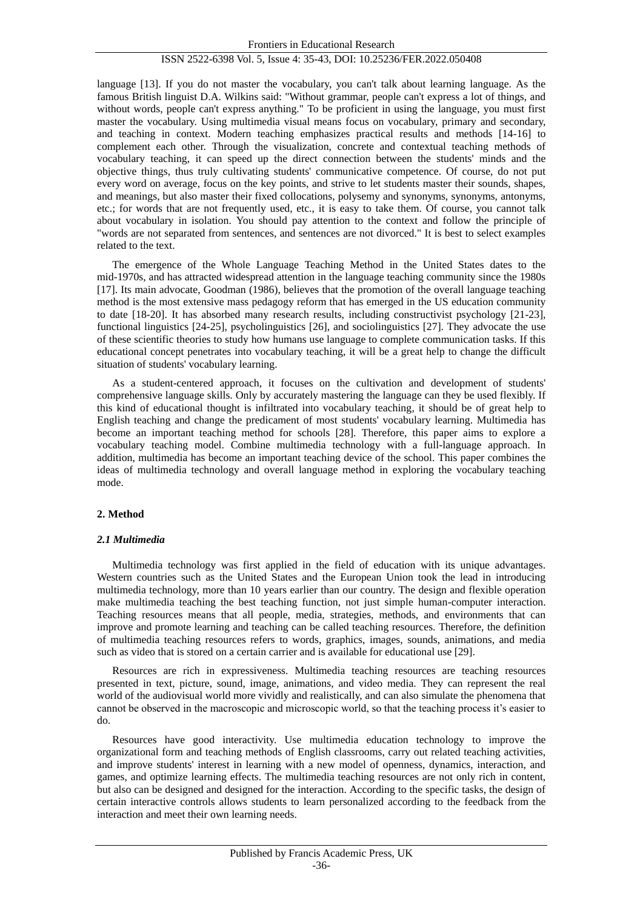language [13]. If you do not master the vocabulary, you can't talk about learning language. As the famous British linguist D.A. Wilkins said: "Without grammar, people can't express a lot of things, and without words, people can't express anything." To be proficient in using the language, you must first master the vocabulary. Using multimedia visual means focus on vocabulary, primary and secondary, and teaching in context. Modern teaching emphasizes practical results and methods [14-16] to complement each other. Through the visualization, concrete and contextual teaching methods of vocabulary teaching, it can speed up the direct connection between the students' minds and the objective things, thus truly cultivating students' communicative competence. Of course, do not put every word on average, focus on the key points, and strive to let students master their sounds, shapes, and meanings, but also master their fixed collocations, polysemy and synonyms, synonyms, antonyms, etc.; for words that are not frequently used, etc., it is easy to take them. Of course, you cannot talk about vocabulary in isolation. You should pay attention to the context and follow the principle of "words are not separated from sentences, and sentences are not divorced." It is best to select examples related to the text.

The emergence of the Whole Language Teaching Method in the United States dates to the mid-1970s, and has attracted widespread attention in the language teaching community since the 1980s [17]. Its main advocate, Goodman (1986), believes that the promotion of the overall language teaching method is the most extensive mass pedagogy reform that has emerged in the US education community to date [18-20]. It has absorbed many research results, including constructivist psychology [21-23], functional linguistics [24-25], psycholinguistics [26], and sociolinguistics [27]. They advocate the use of these scientific theories to study how humans use language to complete communication tasks. If this educational concept penetrates into vocabulary teaching, it will be a great help to change the difficult situation of students' vocabulary learning.

As a student-centered approach, it focuses on the cultivation and development of students' comprehensive language skills. Only by accurately mastering the language can they be used flexibly. If this kind of educational thought is infiltrated into vocabulary teaching, it should be of great help to English teaching and change the predicament of most students' vocabulary learning. Multimedia has become an important teaching method for schools [28]. Therefore, this paper aims to explore a vocabulary teaching model. Combine multimedia technology with a full-language approach. In addition, multimedia has become an important teaching device of the school. This paper combines the ideas of multimedia technology and overall language method in exploring the vocabulary teaching mode.

## 2. Method

### *2.1 Multimedia*

Multimedia technology was first applied in the field of education with its unique advantages. Western countries such as the United States and the European Union took the lead in introducing multimedia technology, more than 10 years earlier than our country. The design and flexible operation make multimedia teaching the best teaching function, not just simple human-computer interaction. Teaching resources means that all people, media, strategies, methods, and environments that can improve and promote learning and teaching can be called teaching resources. Therefore, the definition of multimedia teaching resources refers to words, graphics, images, sounds, animations, and media such as video that is stored on a certain carrier and is available for educational use [29].

Resources are rich in expressiveness. Multimedia teaching resources are teaching resources presented in text, picture, sound, image, animations, and video media. They can represent the real world of the audiovisual world more vividly and realistically, and can also simulate the phenomena that cannot be observed in the macroscopic and microscopic world, so that the teaching process it's easier to do.

Resources have good interactivity. Use multimedia education technology to improve the organizational form and teaching methods of English classrooms, carry out related teaching activities, and improve students' interest in learning with a new model of openness, dynamics, interaction, and games, and optimize learning effects. The multimedia teaching resources are not only rich in content, but also can be designed and designed for the interaction. According to the specific tasks, the design of certain interactive controls allows students to learn personalized according to the feedback from the interaction and meet their own learning needs.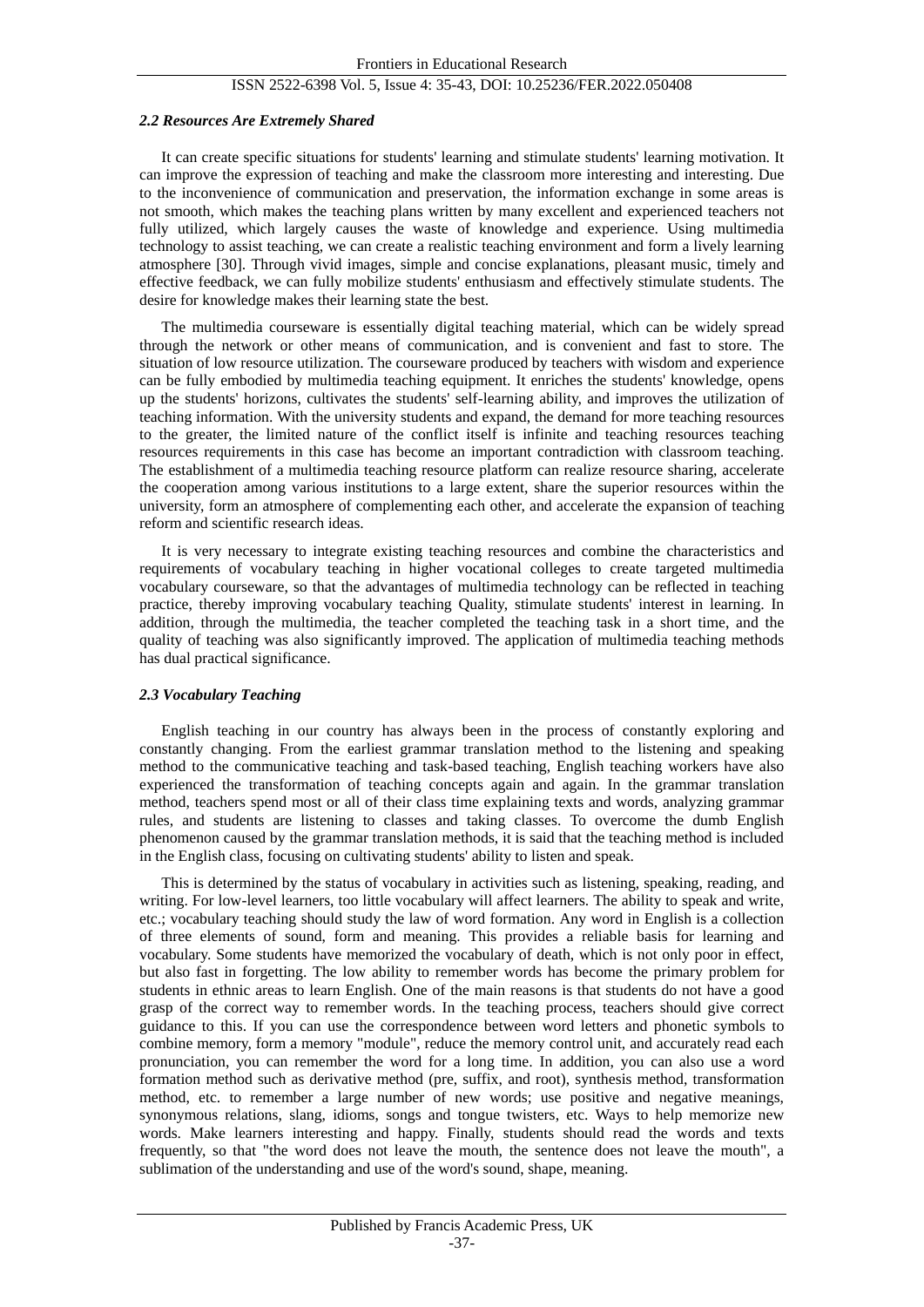### *2.2 Resources Are Extremely Shared*

It can create specific situations for students' learning and stimulate students' learning motivation. It can improve the expression of teaching and make the classroom more interesting and interesting. Due to the inconvenience of communication and preservation, the information exchange in some areas is not smooth, which makes the teaching plans written by many excellent and experienced teachers not fully utilized, which largely causes the waste of knowledge and experience. Using multimedia technology to assist teaching, we can create a realistic teaching environment and form a lively learning atmosphere [30]. Through vivid images, simple and concise explanations, pleasant music, timely and effective feedback, we can fully mobilize students' enthusiasm and effectively stimulate students. The desire for knowledge makes their learning state the best.

The multimedia courseware is essentially digital teaching material, which can be widely spread through the network or other means of communication, and is convenient and fast to store. The situation of low resource utilization. The courseware produced by teachers with wisdom and experience can be fully embodied by multimedia teaching equipment. It enriches the students' knowledge, opens up the students' horizons, cultivates the students' self-learning ability, and improves the utilization of teaching information. With the university students and expand, the demand for more teaching resources to the greater, the limited nature of the conflict itself is infinite and teaching resources teaching resources requirements in this case has become an important contradiction with classroom teaching. The establishment of a multimedia teaching resource platform can realize resource sharing, accelerate the cooperation among various institutions to a large extent, share the superior resources within the university, form an atmosphere of complementing each other, and accelerate the expansion of teaching reform and scientific research ideas.

It is very necessary to integrate existing teaching resources and combine the characteristics and requirements of vocabulary teaching in higher vocational colleges to create targeted multimedia vocabulary courseware, so that the advantages of multimedia technology can be reflected in teaching practice, thereby improving vocabulary teaching Quality, stimulate students' interest in learning. In addition, through the multimedia, the teacher completed the teaching task in a short time, and the quality of teaching was also significantly improved. The application of multimedia teaching methods has dual practical significance.

### *2.3 Vocabulary Teaching*

English teaching in our country has always been in the process of constantly exploring and constantly changing. From the earliest grammar translation method to the listening and speaking method to the communicative teaching and task-based teaching, English teaching workers have also experienced the transformation of teaching concepts again and again. In the grammar translation method, teachers spend most or all of their class time explaining texts and words, analyzing grammar rules, and students are listening to classes and taking classes. To overcome the dumb English phenomenon caused by the grammar translation methods, it is said that the teaching method is included in the English class, focusing on cultivating students' ability to listen and speak.

This is determined by the status of vocabulary in activities such as listening, speaking, reading, and writing. For low-level learners, too little vocabulary will affect learners. The ability to speak and write, etc.; vocabulary teaching should study the law of word formation. Any word in English is a collection of three elements of sound, form and meaning. This provides a reliable basis for learning and vocabulary. Some students have memorized the vocabulary of death, which is not only poor in effect, but also fast in forgetting. The low ability to remember words has become the primary problem for students in ethnic areas to learn English. One of the main reasons is that students do not have a good grasp of the correct way to remember words. In the teaching process, teachers should give correct guidance to this. If you can use the correspondence between word letters and phonetic symbols to combine memory, form a memory "module", reduce the memory control unit, and accurately read each pronunciation, you can remember the word for a long time. In addition, you can also use a word formation method such as derivative method (pre, suffix, and root), synthesis method, transformation method, etc. to remember a large number of new words; use positive and negative meanings, synonymous relations, slang, idioms, songs and tongue twisters, etc. Ways to help memorize new words. Make learners interesting and happy. Finally, students should read the words and texts frequently, so that "the word does not leave the mouth, the sentence does not leave the mouth", a sublimation of the understanding and use of the word's sound, shape, meaning.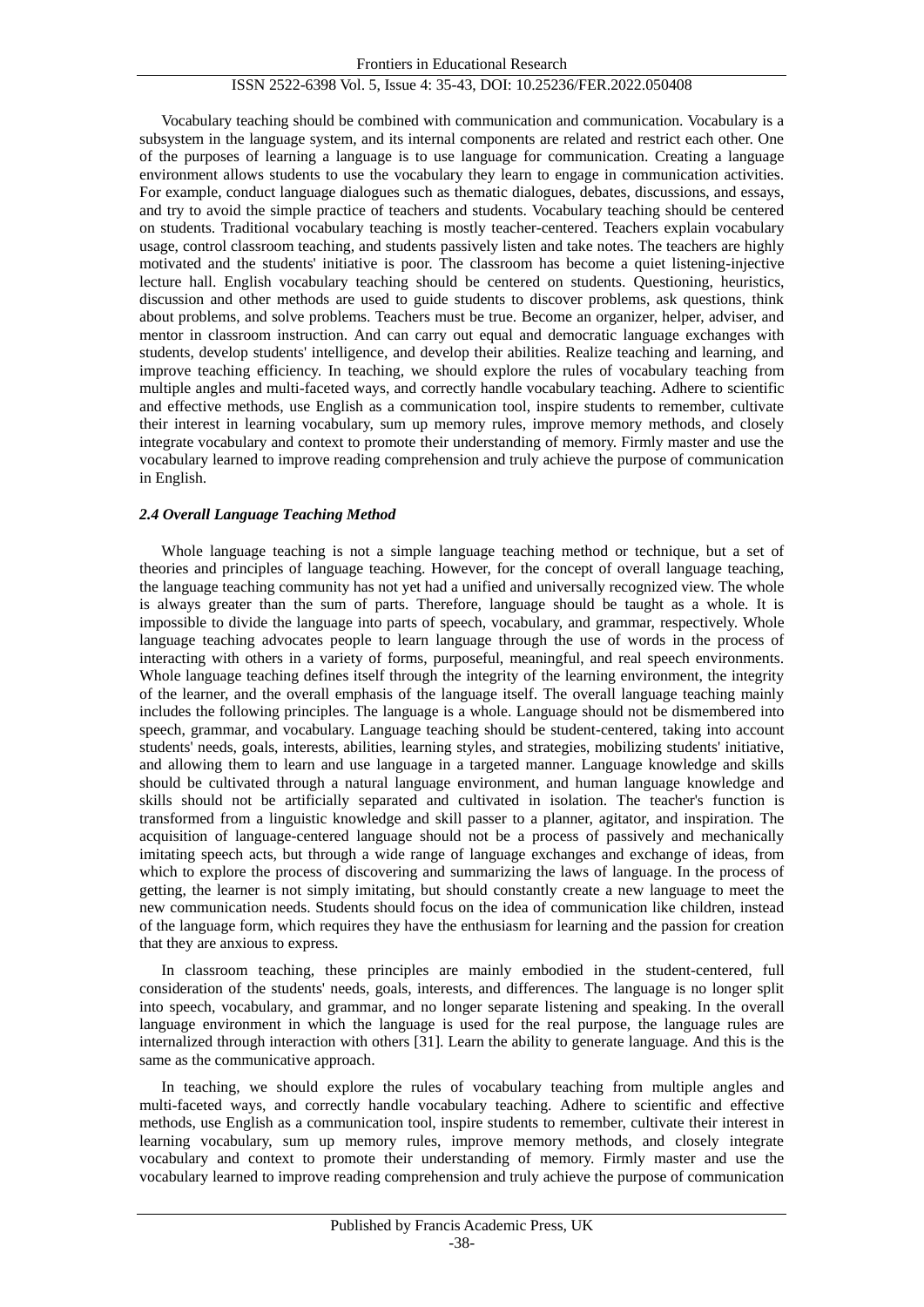Vocabulary teaching should be combined with communication and communication. Vocabulary is a subsystem in the language system, and its internal components are related and restrict each other. One of the purposes of learning a language is to use language for communication. Creating a language environment allows students to use the vocabulary they learn to engage in communication activities. For example, conduct language dialogues such as thematic dialogues, debates, discussions, and essays, and try to avoid the simple practice of teachers and students. Vocabulary teaching should be centered on students. Traditional vocabulary teaching is mostly teacher-centered. Teachers explain vocabulary usage, control classroom teaching, and students passively listen and take notes. The teachers are highly motivated and the students' initiative is poor. The classroom has become a quiet listening-injective lecture hall. English vocabulary teaching should be centered on students. Questioning, heuristics, discussion and other methods are used to guide students to discover problems, ask questions, think about problems, and solve problems. Teachers must be true. Become an organizer, helper, adviser, and mentor in classroom instruction. And can carry out equal and democratic language exchanges with students, develop students' intelligence, and develop their abilities. Realize teaching and learning, and improve teaching efficiency. In teaching, we should explore the rules of vocabulary teaching from multiple angles and multi-faceted ways, and correctly handle vocabulary teaching. Adhere to scientific and effective methods, use English as a communication tool, inspire students to remember, cultivate their interest in learning vocabulary, sum up memory rules, improve memory methods, and closely integrate vocabulary and context to promote their understanding of memory. Firmly master and use the vocabulary learned to improve reading comprehension and truly achieve the purpose of communication in English.

### *2.4 Overall Language Teaching Method*

Whole language teaching is not a simple language teaching method or technique, but a set of theories and principles of language teaching. However, for the concept of overall language teaching, the language teaching community has not yet had a unified and universally recognized view. The whole is always greater than the sum of parts. Therefore, language should be taught as a whole. It is impossible to divide the language into parts of speech, vocabulary, and grammar, respectively. Whole language teaching advocates people to learn language through the use of words in the process of interacting with others in a variety of forms, purposeful, meaningful, and real speech environments. Whole language teaching defines itself through the integrity of the learning environment, the integrity of the learner, and the overall emphasis of the language itself. The overall language teaching mainly includes the following principles. The language is a whole. Language should not be dismembered into speech, grammar, and vocabulary. Language teaching should be student-centered, taking into account students' needs, goals, interests, abilities, learning styles, and strategies, mobilizing students' initiative, and allowing them to learn and use language in a targeted manner. Language knowledge and skills should be cultivated through a natural language environment, and human language knowledge and skills should not be artificially separated and cultivated in isolation. The teacher's function is transformed from a linguistic knowledge and skill passer to a planner, agitator, and inspiration. The acquisition of language-centered language should not be a process of passively and mechanically imitating speech acts, but through a wide range of language exchanges and exchange of ideas, from which to explore the process of discovering and summarizing the laws of language. In the process of getting, the learner is not simply imitating, but should constantly create a new language to meet the new communication needs. Students should focus on the idea of communication like children, instead of the language form, which requires they have the enthusiasm for learning and the passion for creation that they are anxious to express.

In classroom teaching, these principles are mainly embodied in the student-centered, full consideration of the students' needs, goals, interests, and differences. The language is no longer split into speech, vocabulary, and grammar, and no longer separate listening and speaking. In the overall language environment in which the language is used for the real purpose, the language rules are internalized through interaction with others [31]. Learn the ability to generate language. And this is the same as the communicative approach.

In teaching, we should explore the rules of vocabulary teaching from multiple angles and multi-faceted ways, and correctly handle vocabulary teaching. Adhere to scientific and effective methods, use English as a communication tool, inspire students to remember, cultivate their interest in learning vocabulary, sum up memory rules, improve memory methods, and closely integrate vocabulary and context to promote their understanding of memory. Firmly master and use the vocabulary learned to improve reading comprehension and truly achieve the purpose of communication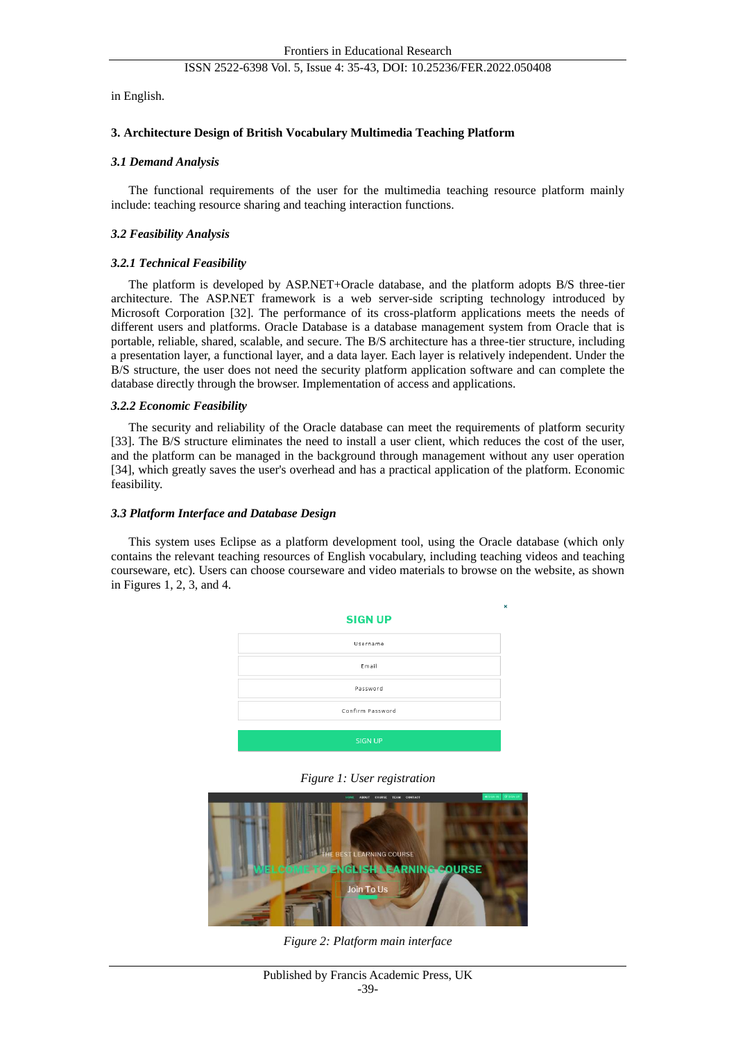in English.

## 3. Architecture Design of British Vocabulary Multimedia Teaching Platform

### *3.1 Demand Analysis*

The functional requirements of the user for the multimedia teaching resource platform mainly include: teaching resource sharing and teaching interaction functions.

### *3.2 Feasibility Analysis*

#### *3.2.1 Technical Feasibility*

The platform is developed by ASP.NET+Oracle database, and the platform adopts B/S three-tier architecture. The ASP.NET framework is a web server-side scripting technology introduced by Microsoft Corporation [32]. The performance of its cross-platform applications meets the needs of different users and platforms. Oracle Database is a database management system from Oracle that is portable, reliable, shared, scalable, and secure. The B/S architecture has a three-tier structure, including a presentation layer, a functional layer, and a data layer. Each layer is relatively independent. Under the B/S structure, the user does not need the security platform application software and can complete the database directly through the browser. Implementation of access and applications.

#### *3.2.2 Economic Feasibility*

The security and reliability of the Oracle database can meet the requirements of platform security [33]. The B/S structure eliminates the need to install a user client, which reduces the cost of the user, and the platform can be managed in the background through management without any user operation [34], which greatly saves the user's overhead and has a practical application of the platform. Economic feasibility.

### *3.3 Platform Interface and Database Design*

This system uses Eclipse as a platform development tool, using the Oracle database (which only contains the relevant teaching resources of English vocabulary, including teaching videos and teaching courseware, etc). Users can choose courseware and video materials to browse on the website, as shown in Figures 1, 2, 3, and 4.

*Figure 1: User registration*

*Figure 2: Platform main interface*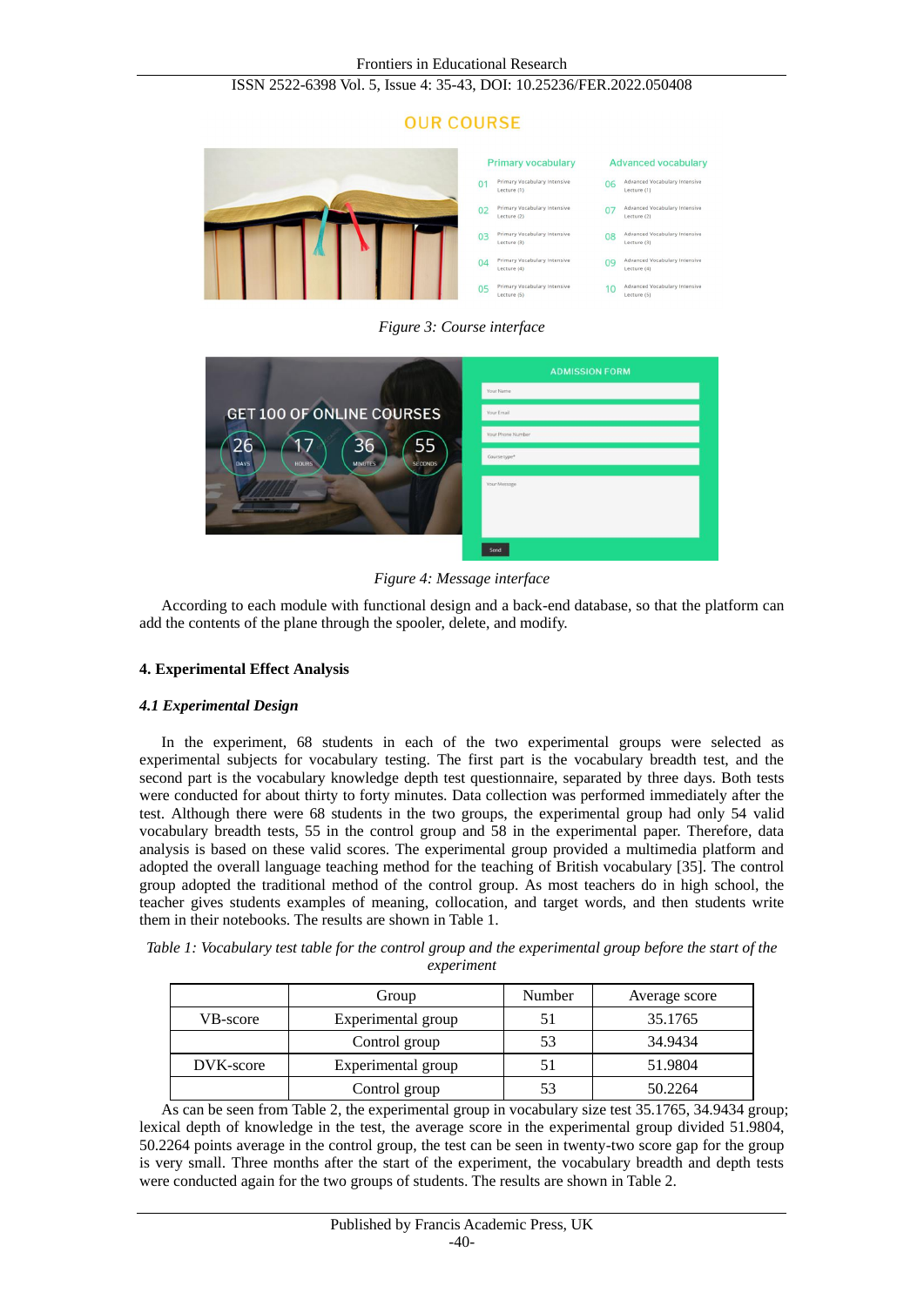Figure 3: Course interface

Figure 4: Message interface

According to each module with functional design and a back-end database, so that the platform can add the contents of the plane through the spooler, delete, and modify.

## 4. Experimental Effect Analysis

### 4.1 Experimental Design

In the experiment, 68 students in each of the two experimental groups were selected as experimental subjects for vocabulary testing. The first part is the vocabulary breadth test, and the second part is the vocabulary knowledge depth test questionnaire, separated by three days. Both tests were conducted for about thirty to forty minutes. Data collection was performed immediately after the test. Although there were 68 students in the two groups, the experimental group had only 54 valid vocabulary breadth tests, 55 in the control group and 58 in the experimental paper. Therefore, data analysis is based on these valid scores. The experimental group provided a multimedia platform and adopted the overall language teaching method for the teaching of British vocabulary [35]. The control group adopted the traditional method of the control group. As most teachers do in high school, the teacher gives students examples of meaning, collocation, and target words, and then students write them in their notebooks. The results are shown in Table 1.

*Table 1: Vocabulary test table for the control group and the experimental group before the start of the experiment*

| | Group | Number | Average score |
|---|---|---|---|
| VB-score | Experimental group | 51 | 35.1765 |
| | Control group | 53 | 34.9434 |
| DVK-score | Experimental group | 51 | 51.9804 |
| | Control group | 53 | 50.2264 |

As can be seen from Table 2, the experimental group in vocabulary size test 35.1765, 34.9434 group; lexical depth of knowledge in the test, the average score in the experimental group divided 51.9804, 50.2264 points average in the control group, the test can be seen in twenty-two score gap for the group is very small. Three months after the start of the experiment, the vocabulary breadth and depth tests were conducted again for the two groups of students. The results are shown in Table 2.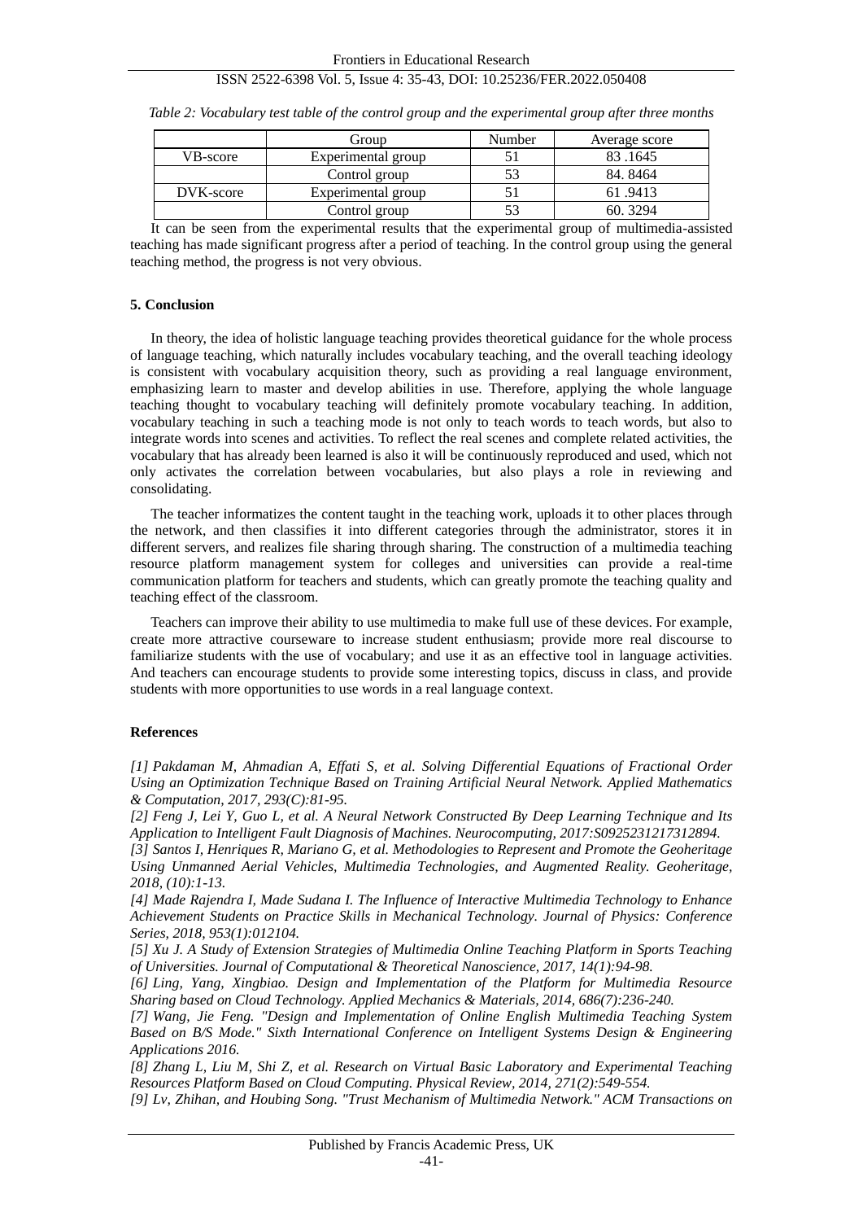*Table 2: Vocabulary test table of the control group and the experimental group after three months*

| | Group | Number | Average score |
|---|---|---|---|
| VB-score | Experimental group | 51 | 83 .1645 |
| | Control group | 53 | 84. 8464 |
| DVK-score | Experimental group | 51 | 61 .9413 |
| | Control group | 53 | 60. 3294 |

It can be seen from the experimental results that the experimental group of multimedia-assisted teaching has made significant progress after a period of teaching. In the control group using the general teaching method, the progress is not very obvious.

## 5. Conclusion

In theory, the idea of holistic language teaching provides theoretical guidance for the whole process of language teaching, which naturally includes vocabulary teaching, and the overall teaching ideology is consistent with vocabulary acquisition theory, such as providing a real language environment, emphasizing learn to master and develop abilities in use. Therefore, applying the whole language teaching thought to vocabulary teaching will definitely promote vocabulary teaching. In addition, vocabulary teaching in such a teaching mode is not only to teach words to teach words, but also to integrate words into scenes and activities. To reflect the real scenes and complete related activities, the vocabulary that has already been learned is also it will be continuously reproduced and used, which not only activates the correlation between vocabularies, but also plays a role in reviewing and consolidating.

The teacher informatizes the content taught in the teaching work, uploads it to other places through the network, and then classifies it into different categories through the administrator, stores it in different servers, and realizes file sharing through sharing. The construction of a multimedia teaching resource platform management system for colleges and universities can provide a real-time communication platform for teachers and students, which can greatly promote the teaching quality and teaching effect of the classroom.

Teachers can improve their ability to use multimedia to make full use of these devices. For example, create more attractive courseware to increase student enthusiasm; provide more real discourse to familiarize students with the use of vocabulary; and use it as an effective tool in language activities. And teachers can encourage students to provide some interesting topics, discuss in class, and provide students with more opportunities to use words in a real language context.

## References

*[1] Pakdaman M, Ahmadian A, Effati S, et al. Solving Differential Equations of Fractional Order Using an Optimization Technique Based on Training Artificial Neural Network. Applied Mathematics & Computation, 2017, 293(C):81-95.*

*[2] Feng J, Lei Y, Guo L, et al. A Neural Network Constructed By Deep Learning Technique and Its Application to Intelligent Fault Diagnosis of Machines. Neurocomputing, 2017:S0925231217312894.*

*[3] Santos I, Henriques R, Mariano G, et al. Methodologies to Represent and Promote the Geoheritage Using Unmanned Aerial Vehicles, Multimedia Technologies, and Augmented Reality. Geoheritage, 2018, (10):1-13.*

*[4] Made Rajendra I, Made Sudana I. The Influence of Interactive Multimedia Technology to Enhance Achievement Students on Practice Skills in Mechanical Technology. Journal of Physics: Conference Series, 2018, 953(1):012104.*

*[5] Xu J. A Study of Extension Strategies of Multimedia Online Teaching Platform in Sports Teaching of Universities. Journal of Computational & Theoretical Nanoscience, 2017, 14(1):94-98.*

*[6] Ling, Yang, Xingbiao. Design and Implementation of the Platform for Multimedia Resource Sharing based on Cloud Technology. Applied Mechanics & Materials, 2014, 686(7):236-240.*

*[7] Wang, Jie Feng. "Design and Implementation of Online English Multimedia Teaching System Based on B/S Mode." Sixth International Conference on Intelligent Systems Design & Engineering Applications 2016.*

*[8] Zhang L, Liu M, Shi Z, et al. Research on Virtual Basic Laboratory and Experimental Teaching Resources Platform Based on Cloud Computing. Physical Review, 2014, 271(2):549-554.*

*[9] Lv, Zhihan, and Houbing Song. "Trust Mechanism of Multimedia Network." ACM Transactions on*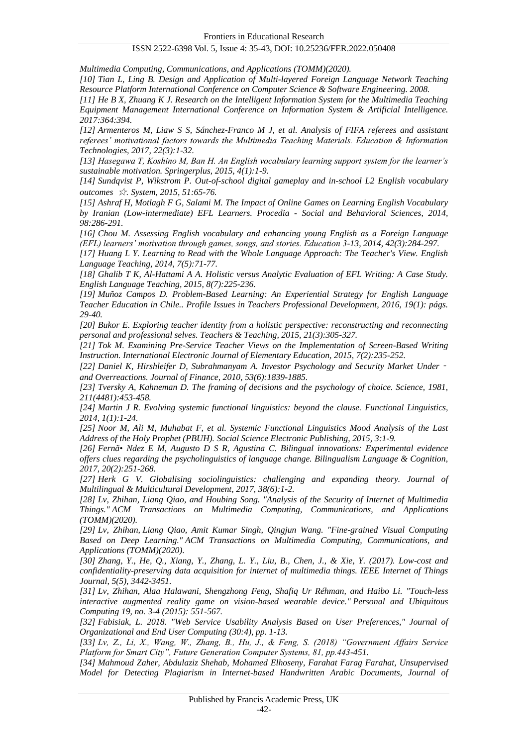*Multimedia Computing, Communications, and Applications (TOMM)(2020).*

*[10] Tian L, Ling B. Design and Application of Multi-layered Foreign Language Network Teaching Resource Platform International Conference on Computer Science & Software Engineering. 2008.*

*[11] He B X, Zhuang K J. Research on the Intelligent Information System for the Multimedia Teaching Equipment Management International Conference on Information System & Artificial Intelligence. 2017:364:394.*

*[12] Armenteros M, Liaw S S, Sánchez-Franco M J, et al. Analysis of FIFA referees and assistant referees' motivational factors towards the Multimedia Teaching Materials. Education & Information Technologies, 2017, 22(3):1-32.*

*[13] Hasegawa T, Koshino M, Ban H. An English vocabulary learning support system for the learner's sustainable motivation. Springerplus, 2015, 4(1):1-9.*

*[14] Sundqvist P, Wikstrom P. Out-of-school digital gameplay and in-school L2 English vocabulary outcomes ☆. System, 2015, 51:65-76.*

*[15] Ashraf H, Motlagh F G, Salami M. The Impact of Online Games on Learning English Vocabulary by Iranian (Low-intermediate) EFL Learners. Procedia - Social and Behavioral Sciences, 2014, 98:286-291.*

*[16] Chou M. Assessing English vocabulary and enhancing young English as a Foreign Language (EFL) learners' motivation through games, songs, and stories. Education 3-13, 2014, 42(3):284-297.*

*[17] Huang L Y. Learning to Read with the Whole Language Approach: The Teacher's View. English Language Teaching, 2014, 7(5):71-77.*

*[18] Ghalib T K, Al-Hattami A A. Holistic versus Analytic Evaluation of EFL Writing: A Case Study. English Language Teaching, 2015, 8(7):225-236.*

*[19] Muñoz Campos D. Problem-Based Learning: An Experiential Strategy for English Language Teacher Education in Chile.. Profile Issues in Teachers Professional Development, 2016, 19(1): págs. 29-40.*

*[20] Bukor E. Exploring teacher identity from a holistic perspective: reconstructing and reconnecting personal and professional selves. Teachers & Teaching, 2015, 21(3):305-327.*

*[21] Tok M. Examining Pre-Service Teacher Views on the Implementation of Screen-Based Writing Instruction. International Electronic Journal of Elementary Education, 2015, 7(2):235-252.*

*[22] Daniel K, Hirshleifer D, Subrahmanyam A. Investor Psychology and Security Market Under‐and Overreactions. Journal of Finance, 2010, 53(6):1839-1885.*

*[23] Tversky A, Kahneman D. The framing of decisions and the psychology of choice. Science, 1981, 211(4481):453-458.*

*[24] Martin J R. Evolving systemic functional linguistics: beyond the clause. Functional Linguistics, 2014, 1(1):1-24.*

*[25] Noor M, Ali M, Muhabat F, et al. Systemic Functional Linguistics Mood Analysis of the Last Address of the Holy Prophet (PBUH). Social Science Electronic Publishing, 2015, 3:1-9.*

*[26] Fernã• Ndez E M, Augusto D S R, Agustina C. Bilingual innovations: Experimental evidence offers clues regarding the psycholinguistics of language change. Bilingualism Language & Cognition, 2017, 20(2):251-268.*

*[27] Herk G V. Globalising sociolinguistics: challenging and expanding theory. Journal of Multilingual & Multicultural Development, 2017, 38(6):1-2.*

*[28] Lv, Zhihan, Liang Qiao, and Houbing Song. "Analysis of the Security of Internet of Multimedia Things." ACM Transactions on Multimedia Computing, Communications, and Applications (TOMM)(2020).*

*[29] Lv, Zhihan, Liang Qiao, Amit Kumar Singh, Qingjun Wang. "Fine-grained Visual Computing Based on Deep Learning." ACM Transactions on Multimedia Computing, Communications, and Applications (TOMM)(2020).*

*[30] Zhang, Y., He, Q., Xiang, Y., Zhang, L. Y., Liu, B., Chen, J., & Xie, Y. (2017). Low-cost and confidentiality-preserving data acquisition for internet of multimedia things. IEEE Internet of Things Journal, 5(5), 3442-3451.*

*[31] Lv, Zhihan, Alaa Halawani, Shengzhong Feng, Shafiq Ur Réhman, and Haibo Li. "Touch-less interactive augmented reality game on vision-based wearable device." Personal and Ubiquitous Computing 19, no. 3-4 (2015): 551-567.*

*[32] Fabisiak, L. 2018. "Web Service Usability Analysis Based on User Preferences," Journal of Organizational and End User Computing (30:4), pp. 1-13.*

*[33] Lv, Z., Li, X., Wang, W., Zhang, B., Hu, J., & Feng, S. (2018) "Government Affairs Service Platform for Smart City", Future Generation Computer Systems, 81, pp.443-451.*

*[34] Mahmoud Zaher, Abdulaziz Shehab, Mohamed Elhoseny, Farahat Farag Farahat, Unsupervised Model for Detecting Plagiarism in Internet-based Handwritten Arabic Documents, Journal of*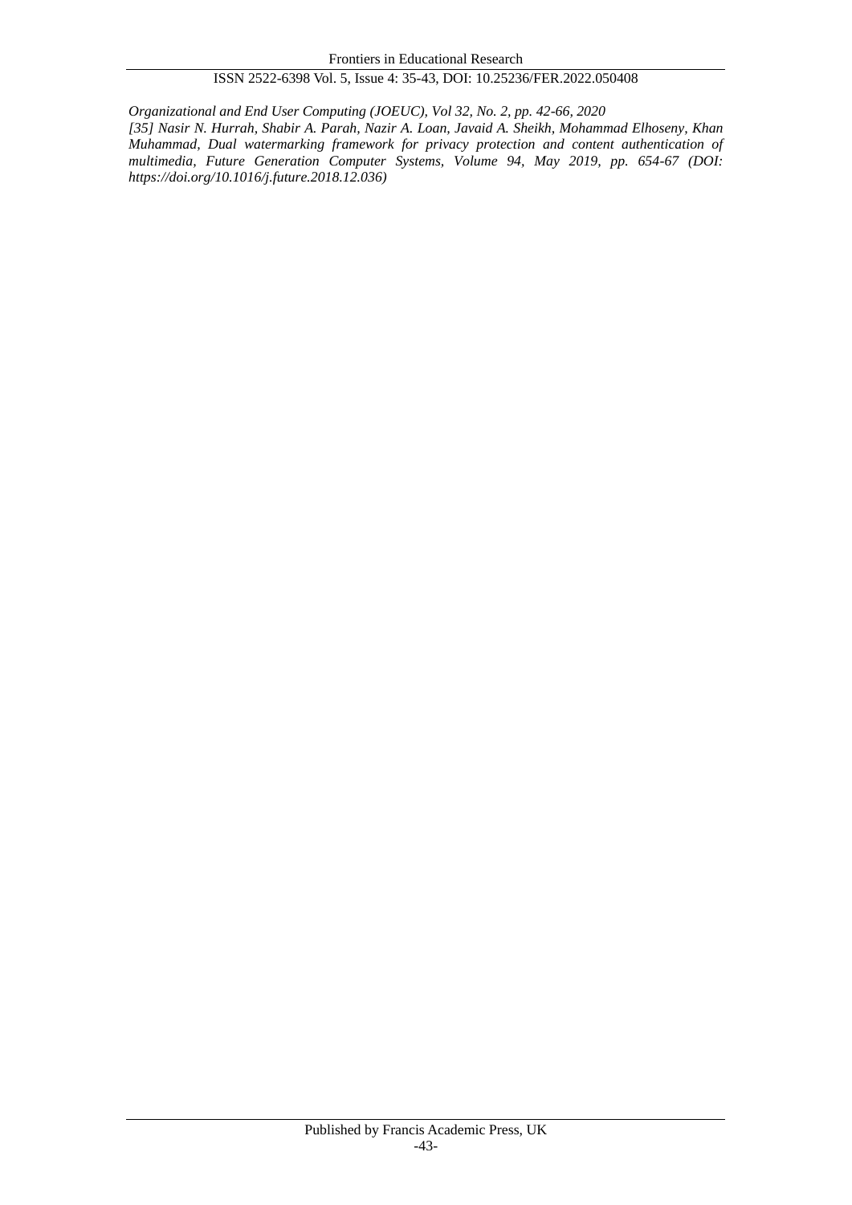*Organizational and End User Computing (JOEUC), Vol 32, No. 2, pp. 42-66, 2020*

*[35] Nasir N. Hurrah, Shabir A. Parah, Nazir A. Loan, Javaid A. Sheikh, Mohammad Elhoseny, Khan Muhammad, Dual watermarking framework for privacy protection and content authentication of multimedia, Future Generation Computer Systems, Volume 94, May 2019, pp. 654-67 (DOI: https://doi.org/10.1016/j.future.2018.12.036)*